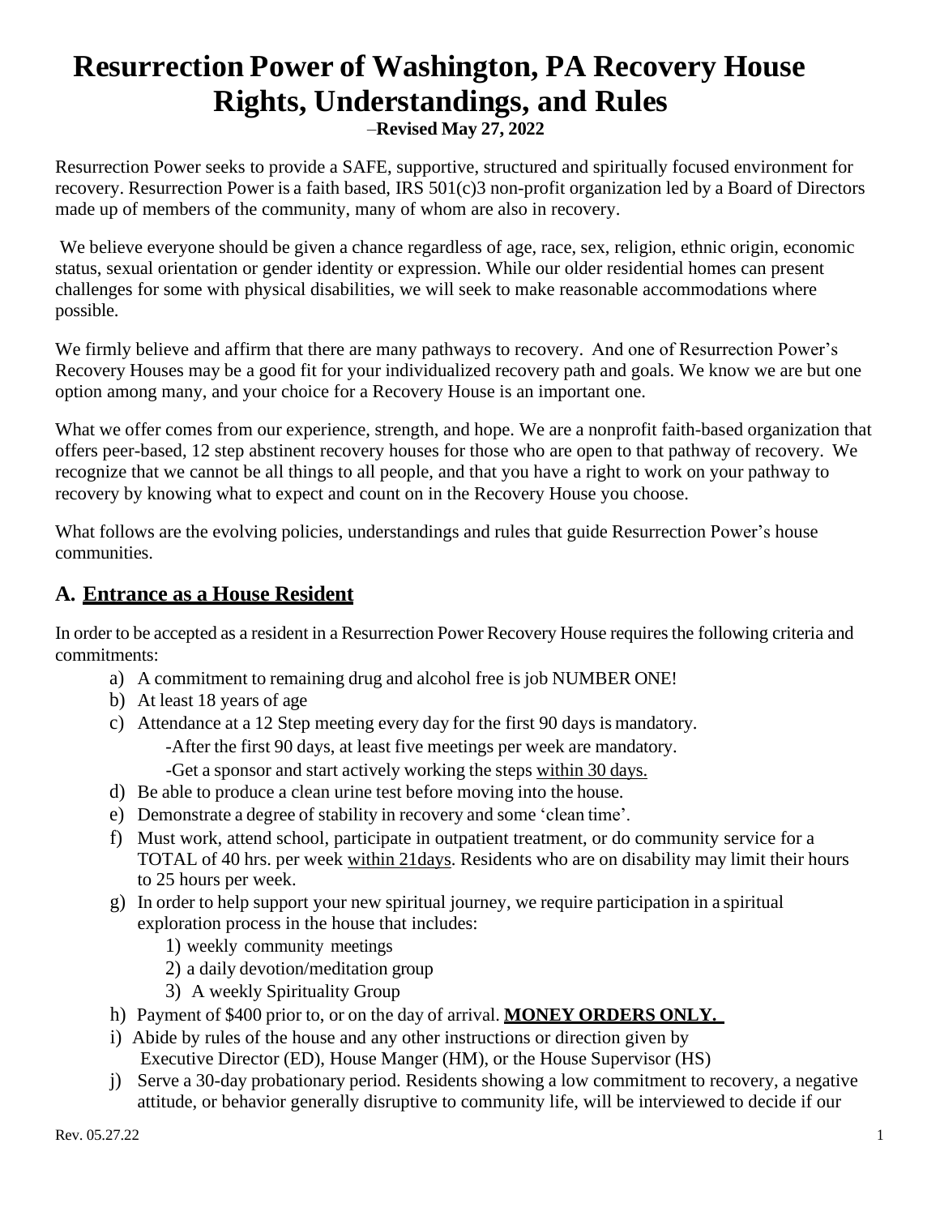# Resurrection Power of Washington, PA Recovery House Rights, Understandings, and Rules

–**Revised May 27, 2022**

Resurrection Power seeks to provide a SAFE, supportive, structured and spiritually focused environment for recovery. Resurrection Power is a faith based, IRS 501(c)3 non-profit organization led by a Board of Directors made up of members of the community, many of whom are also in recovery.

We believe everyone should be given a chance regardless of age, race, sex, religion, ethnic origin, economic status, sexual orientation or gender identity or expression. While our older residential homes can present challenges for some with physical disabilities, we will seek to make reasonable accommodations where possible.

We firmly believe and affirm that there are many pathways to recovery. And one of Resurrection Power's Recovery Houses may be a good fit for your individualized recovery path and goals. We know we are but one option among many, and your choice for a Recovery House is an important one.

What we offer comes from our experience, strength, and hope. We are a nonprofit faith-based organization that offers peer-based, 12 step abstinent recovery houses for those who are open to that pathway of recovery. We recognize that we cannot be all things to all people, and that you have a right to work on your pathway to recovery by knowing what to expect and count on in the Recovery House you choose.

What follows are the evolving policies, understandings and rules that guide Resurrection Power's house communities.

## A. <u>Entrance as a House Resident</u>

In order to be accepted as a resident in a Resurrection Power Recovery House requires the following criteria and commitments:

a) A commitment to remaining drug and alcohol free is job NUMBER ONE!
b) At least 18 years of age
c) Attendance at a 12 Step meeting every day for the first 90 days is mandatory.
   - -After the first 90 days, at least five meetings per week are mandatory.
   - -Get a sponsor and start actively working the steps <u>within 30 days.</u>
d) Be able to produce a clean urine test before moving into the house.
e) Demonstrate a degree of stability in recovery and some 'clean time'.
f) Must work, attend school, participate in outpatient treatment, or do community service for a TOTAL of 40 hrs. per week <u>within 21days</u>. Residents who are on disability may limit their hours to 25 hours per week.
g) In order to help support your new spiritual journey, we require participation in a spiritual exploration process in the house that includes:
   1) weekly community meetings
   2) a daily devotion/meditation group
   3) A weekly Spirituality Group
h) Payment of $400 prior to, or on the day of arrival. **<u>MONEY ORDERS ONLY.</u>**
i) Abide by rules of the house and any other instructions or direction given by Executive Director (ED), House Manger (HM), or the House Supervisor (HS)
j) Serve a 30-day probationary period. Residents showing a low commitment to recovery, a negative attitude, or behavior generally disruptive to community life, will be interviewed to decide if our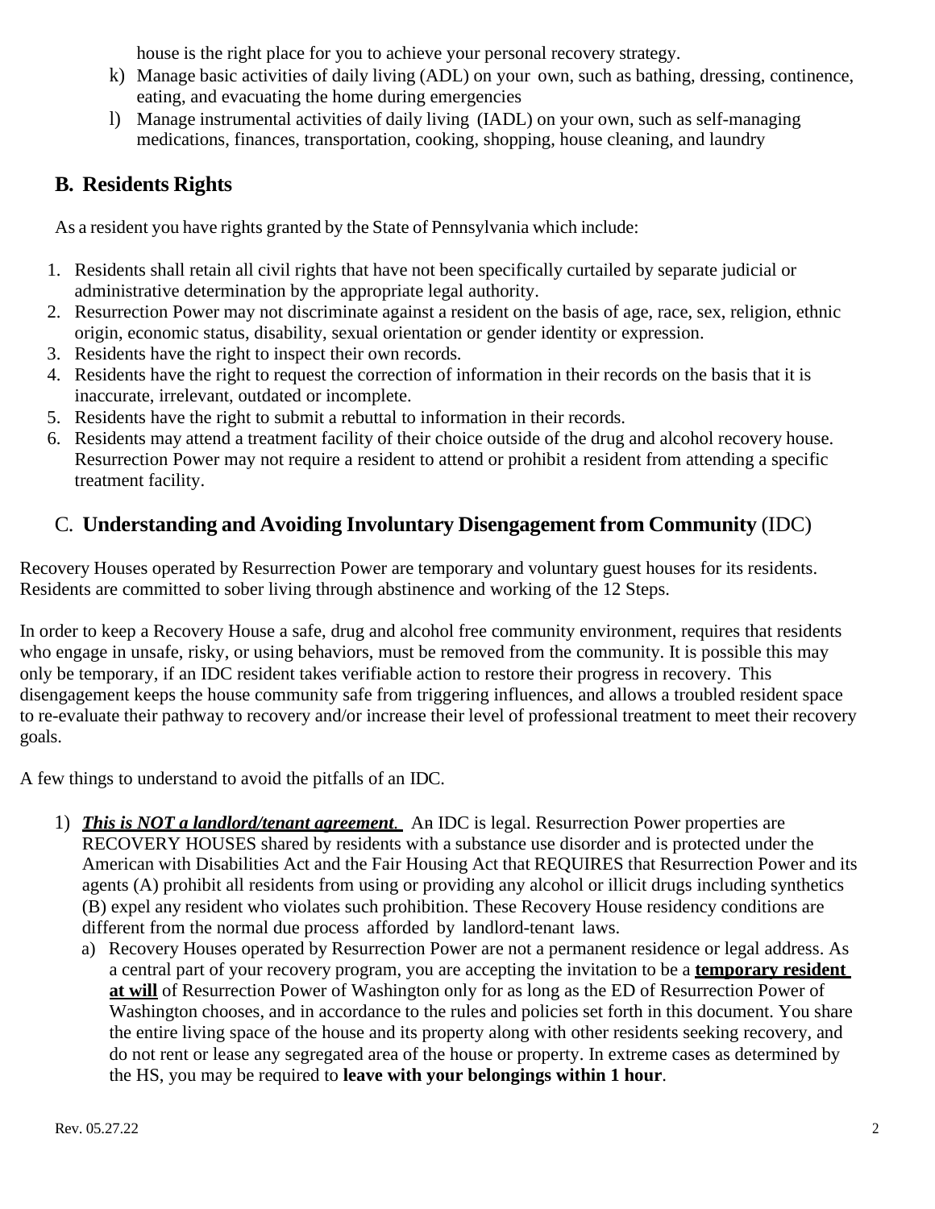house is the right place for you to achieve your personal recovery strategy.

k) Manage basic activities of daily living (ADL) on your own, such as bathing, dressing, continence, eating, and evacuating the home during emergencies
l) Manage instrumental activities of daily living (IADL) on your own, such as self-managing medications, finances, transportation, cooking, shopping, house cleaning, and laundry

## B. Residents Rights

As a resident you have rights granted by the State of Pennsylvania which include:

1. Residents shall retain all civil rights that have not been specifically curtailed by separate judicial or administrative determination by the appropriate legal authority.
2. Resurrection Power may not discriminate against a resident on the basis of age, race, sex, religion, ethnic origin, economic status, disability, sexual orientation or gender identity or expression.
3. Residents have the right to inspect their own records.
4. Residents have the right to request the correction of information in their records on the basis that it is inaccurate, irrelevant, outdated or incomplete.
5. Residents have the right to submit a rebuttal to information in their records.
6. Residents may attend a treatment facility of their choice outside of the drug and alcohol recovery house. Resurrection Power may not require a resident to attend or prohibit a resident from attending a specific treatment facility.

## C. **Understanding and Avoiding Involuntary Disengagement from Community** (IDC)

Recovery Houses operated by Resurrection Power are temporary and voluntary guest houses for its residents. Residents are committed to sober living through abstinence and working of the 12 Steps.

In order to keep a Recovery House a safe, drug and alcohol free community environment, requires that residents who engage in unsafe, risky, or using behaviors, must be removed from the community. It is possible this may only be temporary, if an IDC resident takes verifiable action to restore their progress in recovery. This disengagement keeps the house community safe from triggering influences, and allows a troubled resident space to re-evaluate their pathway to recovery and/or increase their level of professional treatment to meet their recovery goals.

A few things to understand to avoid the pitfalls of an IDC.

1) ***This is NOT a landlord/tenant agreement.*** An IDC is legal. Resurrection Power properties are RECOVERY HOUSES shared by residents with a substance use disorder and is protected under the American with Disabilities Act and the Fair Housing Act that REQUIRES that Resurrection Power and its agents (A) prohibit all residents from using or providing any alcohol or illicit drugs including synthetics (B) expel any resident who violates such prohibition. These Recovery House residency conditions are different from the normal due process afforded by landlord-tenant laws.
   a) Recovery Houses operated by Resurrection Power are not a permanent residence or legal address. As a central part of your recovery program, you are accepting the invitation to be a **temporary resident at will** of Resurrection Power of Washington only for as long as the ED of Resurrection Power of Washington chooses, and in accordance to the rules and policies set forth in this document. You share the entire living space of the house and its property along with other residents seeking recovery, and do not rent or lease any segregated area of the house or property. In extreme cases as determined by the HS, you may be required to **leave with your belongings within 1 hour**.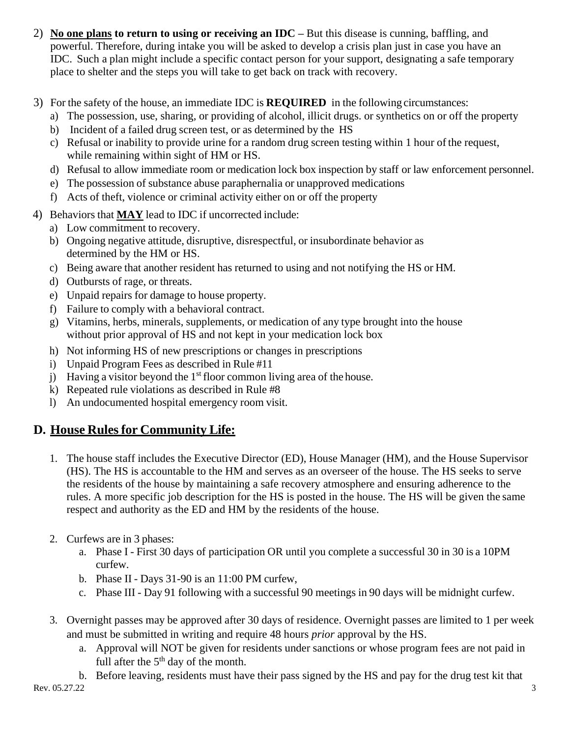2) **No one plans to return to using or receiving an IDC** – But this disease is cunning, baffling, and powerful. Therefore, during intake you will be asked to develop a crisis plan just in case you have an IDC. Such a plan might include a specific contact person for your support, designating a safe temporary place to shelter and the steps you will take to get back on track with recovery.

3) For the safety of the house, an immediate IDC is **REQUIRED** in the following circumstances:
   a) The possession, use, sharing, or providing of alcohol, illicit drugs. or synthetics on or off the property
   b) Incident of a failed drug screen test, or as determined by the HS
   c) Refusal or inability to provide urine for a random drug screen testing within 1 hour of the request, while remaining within sight of HM or HS.
   d) Refusal to allow immediate room or medication lock box inspection by staff or law enforcement personnel.
   e) The possession of substance abuse paraphernalia or unapproved medications
   f) Acts of theft, violence or criminal activity either on or off the property

4) Behaviors that **MAY** lead to IDC if uncorrected include:
   a) Low commitment to recovery.
   b) Ongoing negative attitude, disruptive, disrespectful, or insubordinate behavior as determined by the HM or HS.
   c) Being aware that another resident has returned to using and not notifying the HS or HM.
   d) Outbursts of rage, or threats.
   e) Unpaid repairs for damage to house property.
   f) Failure to comply with a behavioral contract.
   g) Vitamins, herbs, minerals, supplements, or medication of any type brought into the house without prior approval of HS and not kept in your medication lock box
   h) Not informing HS of new prescriptions or changes in prescriptions
   i) Unpaid Program Fees as described in Rule #11
   j) Having a visitor beyond the 1st floor common living area of the house.
   k) Repeated rule violations as described in Rule #8
   l) An undocumented hospital emergency room visit.

## D. House Rules for Community Life:

1. The house staff includes the Executive Director (ED), House Manager (HM), and the House Supervisor (HS). The HS is accountable to the HM and serves as an overseer of the house. The HS seeks to serve the residents of the house by maintaining a safe recovery atmosphere and ensuring adherence to the rules. A more specific job description for the HS is posted in the house. The HS will be given the same respect and authority as the ED and HM by the residents of the house.

2. Curfews are in 3 phases:
   a. Phase I - First 30 days of participation OR until you complete a successful 30 in 30 is a 10PM curfew.
   b. Phase II - Days 31-90 is an 11:00 PM curfew,
   c. Phase III - Day 91 following with a successful 90 meetings in 90 days will be midnight curfew.

3. Overnight passes may be approved after 30 days of residence. Overnight passes are limited to 1 per week and must be submitted in writing and require 48 hours *prior* approval by the HS.
   a. Approval will NOT be given for residents under sanctions or whose program fees are not paid in full after the 5th day of the month.
   b. Before leaving, residents must have their pass signed by the HS and pay for the drug test kit that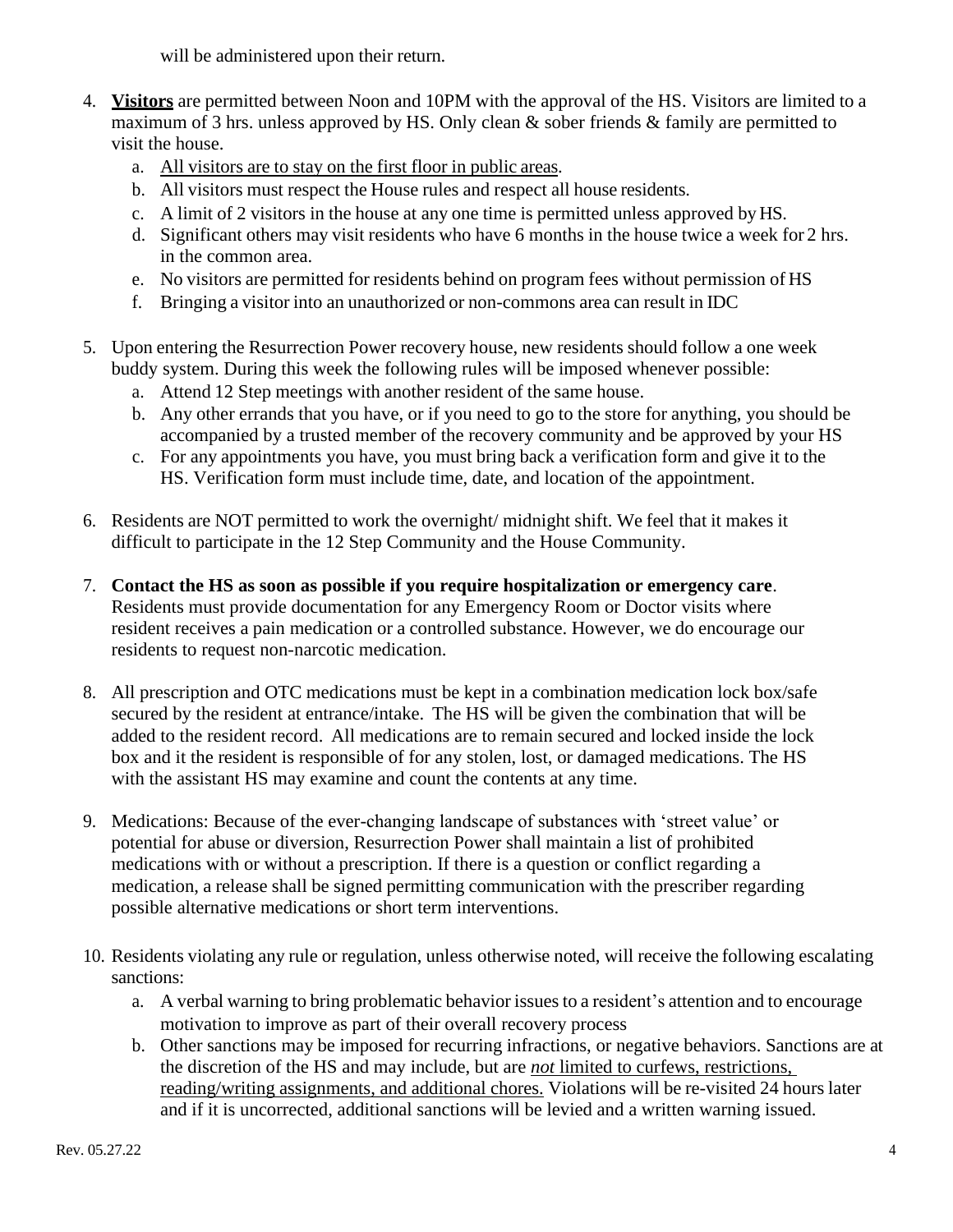will be administered upon their return.

4. **Visitors** are permitted between Noon and 10PM with the approval of the HS. Visitors are limited to a maximum of 3 hrs. unless approved by HS. Only clean & sober friends & family are permitted to visit the house.
   a. <u>All visitors are to stay on the first floor in public areas</u>.
   b. All visitors must respect the House rules and respect all house residents.
   c. A limit of 2 visitors in the house at any one time is permitted unless approved by HS.
   d. Significant others may visit residents who have 6 months in the house twice a week for 2 hrs. in the common area.
   e. No visitors are permitted for residents behind on program fees without permission of HS
   f. Bringing a visitor into an unauthorized or non-commons area can result in IDC

5. Upon entering the Resurrection Power recovery house, new residents should follow a one week buddy system. During this week the following rules will be imposed whenever possible:
   a. Attend 12 Step meetings with another resident of the same house.
   b. Any other errands that you have, or if you need to go to the store for anything, you should be accompanied by a trusted member of the recovery community and be approved by your HS
   c. For any appointments you have, you must bring back a verification form and give it to the HS. Verification form must include time, date, and location of the appointment.

6. Residents are NOT permitted to work the overnight/ midnight shift. We feel that it makes it difficult to participate in the 12 Step Community and the House Community.

7. **Contact the HS as soon as possible if you require hospitalization or emergency care**. Residents must provide documentation for any Emergency Room or Doctor visits where resident receives a pain medication or a controlled substance. However, we do encourage our residents to request non-narcotic medication.

8. All prescription and OTC medications must be kept in a combination medication lock box/safe secured by the resident at entrance/intake. The HS will be given the combination that will be added to the resident record. All medications are to remain secured and locked inside the lock box and it the resident is responsible of for any stolen, lost, or damaged medications. The HS with the assistant HS may examine and count the contents at any time.

9. Medications: Because of the ever-changing landscape of substances with 'street value' or potential for abuse or diversion, Resurrection Power shall maintain a list of prohibited medications with or without a prescription. If there is a question or conflict regarding a medication, a release shall be signed permitting communication with the prescriber regarding possible alternative medications or short term interventions.

10. Residents violating any rule or regulation, unless otherwise noted, will receive the following escalating sanctions:
    a. A verbal warning to bring problematic behavior issues to a resident's attention and to encourage motivation to improve as part of their overall recovery process
    b. Other sanctions may be imposed for recurring infractions, or negative behaviors. Sanctions are at the discretion of the HS and may include, but are <u>***not*** limited to curfews, restrictions, reading/writing assignments, and additional chores.</u> Violations will be re-visited 24 hours later and if it is uncorrected, additional sanctions will be levied and a written warning issued.

Rev. 05.27.22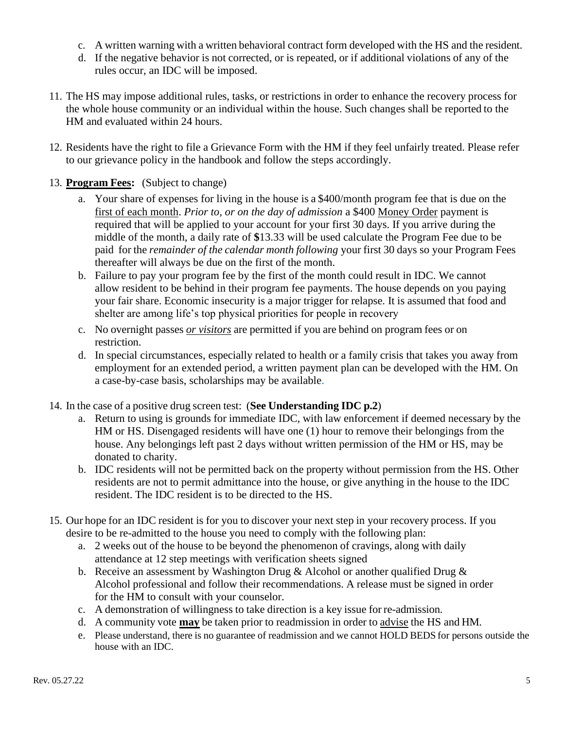c. A written warning with a written behavioral contract form developed with the HS and the resident.
d. If the negative behavior is not corrected, or is repeated, or if additional violations of any of the rules occur, an IDC will be imposed.

11. The HS may impose additional rules, tasks, or restrictions in order to enhance the recovery process for the whole house community or an individual within the house. Such changes shall be reported to the HM and evaluated within 24 hours.

12. Residents have the right to file a Grievance Form with the HM if they feel unfairly treated. Please refer to our grievance policy in the handbook and follow the steps accordingly.

13. **<u>Program Fees:</u>** (Subject to change)
    a. Your share of expenses for living in the house is a $400/month program fee that is due on the <u>first of each month</u>. *Prior to, or on the day of admission* a $400 <u>Money Order</u> payment is required that will be applied to your account for your first 30 days. If you arrive during the middle of the month, a daily rate of **$**13.33 will be used calculate the Program Fee due to be paid for the *remainder of the calendar month following* your first 30 days so your Program Fees thereafter will always be due on the first of the month.
    b. Failure to pay your program fee by the first of the month could result in IDC. We cannot allow resident to be behind in their program fee payments. The house depends on you paying your fair share. Economic insecurity is a major trigger for relapse. It is assumed that food and shelter are among life's top physical priorities for people in recovery
    c. No overnight passes ***<u>or visitors</u>*** are permitted if you are behind on program fees or on restriction.
    d. In special circumstances, especially related to health or a family crisis that takes you away from employment for an extended period, a written payment plan can be developed with the HM. On a case-by-case basis, scholarships may be available.

14. In the case of a positive drug screen test: (**See Understanding IDC p.2**)
    a. Return to using is grounds for immediate IDC, with law enforcement if deemed necessary by the HM or HS. Disengaged residents will have one (1) hour to remove their belongings from the house. Any belongings left past 2 days without written permission of the HM or HS, may be donated to charity.
    b. IDC residents will not be permitted back on the property without permission from the HS. Other residents are not to permit admittance into the house, or give anything in the house to the IDC resident. The IDC resident is to be directed to the HS.

15. Our hope for an IDC resident is for you to discover your next step in your recovery process. If you desire to be re-admitted to the house you need to comply with the following plan:
    a. 2 weeks out of the house to be beyond the phenomenon of cravings, along with daily attendance at 12 step meetings with verification sheets signed
    b. Receive an assessment by Washington Drug & Alcohol or another qualified Drug & Alcohol professional and follow their recommendations. A release must be signed in order for the HM to consult with your counselor.
    c. A demonstration of willingness to take direction is a key issue for re-admission.
    d. A community vote **<u>may</u>** be taken prior to readmission in order to <u>advise</u> the HS and HM.
    e. Please understand, there is no guarantee of readmission and we cannot HOLD BEDS for persons outside the house with an IDC.

Rev. 05.27.22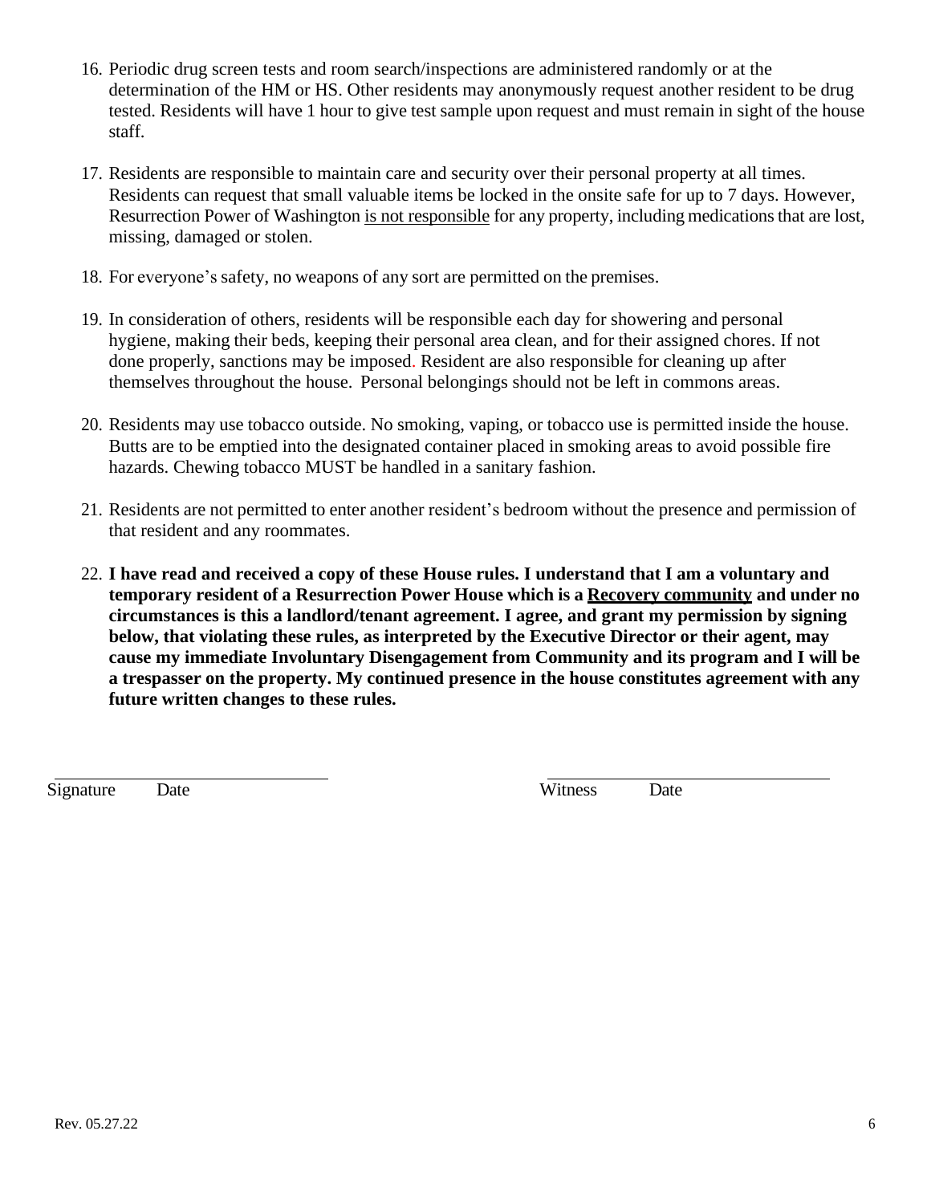16. Periodic drug screen tests and room search/inspections are administered randomly or at the determination of the HM or HS. Other residents may anonymously request another resident to be drug tested. Residents will have 1 hour to give test sample upon request and must remain in sight of the house staff.

17. Residents are responsible to maintain care and security over their personal property at all times. Residents can request that small valuable items be locked in the onsite safe for up to 7 days. However, Resurrection Power of Washington <u>is not responsible</u> for any property, including medications that are lost, missing, damaged or stolen.

18. For everyone's safety, no weapons of any sort are permitted on the premises.

19. In consideration of others, residents will be responsible each day for showering and personal hygiene, making their beds, keeping their personal area clean, and for their assigned chores. If not done properly, sanctions may be imposed. Resident are also responsible for cleaning up after themselves throughout the house. Personal belongings should not be left in commons areas.

20. Residents may use tobacco outside. No smoking, vaping, or tobacco use is permitted inside the house. Butts are to be emptied into the designated container placed in smoking areas to avoid possible fire hazards. Chewing tobacco MUST be handled in a sanitary fashion.

21. Residents are not permitted to enter another resident's bedroom without the presence and permission of that resident and any roommates.

22. **I have read and received a copy of these House rules. I understand that I am a voluntary and temporary resident of a Resurrection Power House which is a <u>Recovery community</u> and under no circumstances is this a landlord/tenant agreement. I agree, and grant my permission by signing below, that violating these rules, as interpreted by the Executive Director or their agent, may cause my immediate Involuntary Disengagement from Community and its program and I will be a trespasser on the property. My continued presence in the house constitutes agreement with any future written changes to these rules.**

\_\_\_\_\_\_\_\_\_\_\_\_\_\_\_\_\_\_\_\_\_\_\_\_\_\_\_\_\_\_\_\_\_\_
Signature Date

\_\_\_\_\_\_\_\_\_\_\_\_\_\_\_\_\_\_\_\_\_\_\_\_\_\_\_\_\_\_\_\_\_\_
Witness Date

Rev. 05.27.22